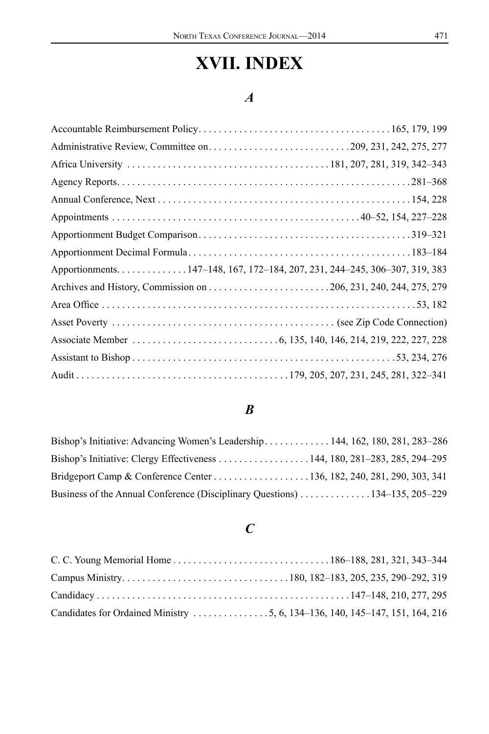# XVII. INDEX

## *A*

Accountable Reimbursement Policy . . . . . . . . . . . . . . . . . . . . . . . . . . . . . . . . . . . . . . 165, 179, 199

Administrative Review, Committee on . . . . . . . . . . . . . . . . . . . . . . . . . . . 209, 231, 242, 275, 277

Africa University . . . . . . . . . . . . . . . . . . . . . . . . . . . . . . . . . . . . . . . 181, 207, 281, 319, 342–343

Agency Reports . . . . . . . . . . . . . . . . . . . . . . . . . . . . . . . . . . . . . . . . . . . . . . . . . . . . . . . . . . 281–368

Annual Conference, Next . . . . . . . . . . . . . . . . . . . . . . . . . . . . . . . . . . . . . . . . . . . . . . . . . 154, 228

Appointments . . . . . . . . . . . . . . . . . . . . . . . . . . . . . . . . . . . . . . . . . . . . . . . . 40–52, 154, 227–228

Apportionment Budget Comparison . . . . . . . . . . . . . . . . . . . . . . . . . . . . . . . . . . . . . . . . . 319–321

Apportionment Decimal Formula . . . . . . . . . . . . . . . . . . . . . . . . . . . . . . . . . . . . . . . . . . . 183–184

Apportionments . . . . . . . . . . . . . . 147–148, 167, 172–184, 207, 231, 244–245, 306–307, 319, 383

Archives and History, Commission on . . . . . . . . . . . . . . . . . . . . . . . . 206, 231, 240, 244, 275, 279

Area Office . . . . . . . . . . . . . . . . . . . . . . . . . . . . . . . . . . . . . . . . . . . . . . . . . . . . . . . . . . . . . . 53, 182

Asset Poverty . . . . . . . . . . . . . . . . . . . . . . . . . . . . . . . . . . . . . . . . . . . . (see Zip Code Connection)

Associate Member . . . . . . . . . . . . . . . . . . . . . . . . . . . . 6, 135, 140, 146, 214, 219, 222, 227, 228

Assistant to Bishop . . . . . . . . . . . . . . . . . . . . . . . . . . . . . . . . . . . . . . . . . . . . . . . . . . . 53, 234, 276

Audit . . . . . . . . . . . . . . . . . . . . . . . . . . . . . . . . . . . . . . . . 179, 205, 207, 231, 245, 281, 322–341

## *B*

Bishop's Initiative: Advancing Women's Leadership . . . . . . . . . . . . . 144, 162, 180, 281, 283–286

Bishop's Initiative: Clergy Effectiveness . . . . . . . . . . . . . . . . . . 144, 180, 281–283, 285, 294–295

Bridgeport Camp & Conference Center . . . . . . . . . . . . . . . . . . . 136, 182, 240, 281, 290, 303, 341

Business of the Annual Conference (Disciplinary Questions) . . . . . . . . . . . . . . 134–135, 205–229

## *C*

C. C. Young Memorial Home . . . . . . . . . . . . . . . . . . . . . . . . . . . . . . . 186–188, 281, 321, 343–344

Campus Ministry . . . . . . . . . . . . . . . . . . . . . . . . . . . . . . . . 180, 182–183, 205, 235, 290–292, 319

Candidacy . . . . . . . . . . . . . . . . . . . . . . . . . . . . . . . . . . . . . . . . . . . . . . . . . 147–148, 210, 277, 295

Candidates for Ordained Ministry . . . . . . . . . . . . . . . 5, 6, 134–136, 140, 145–147, 151, 164, 216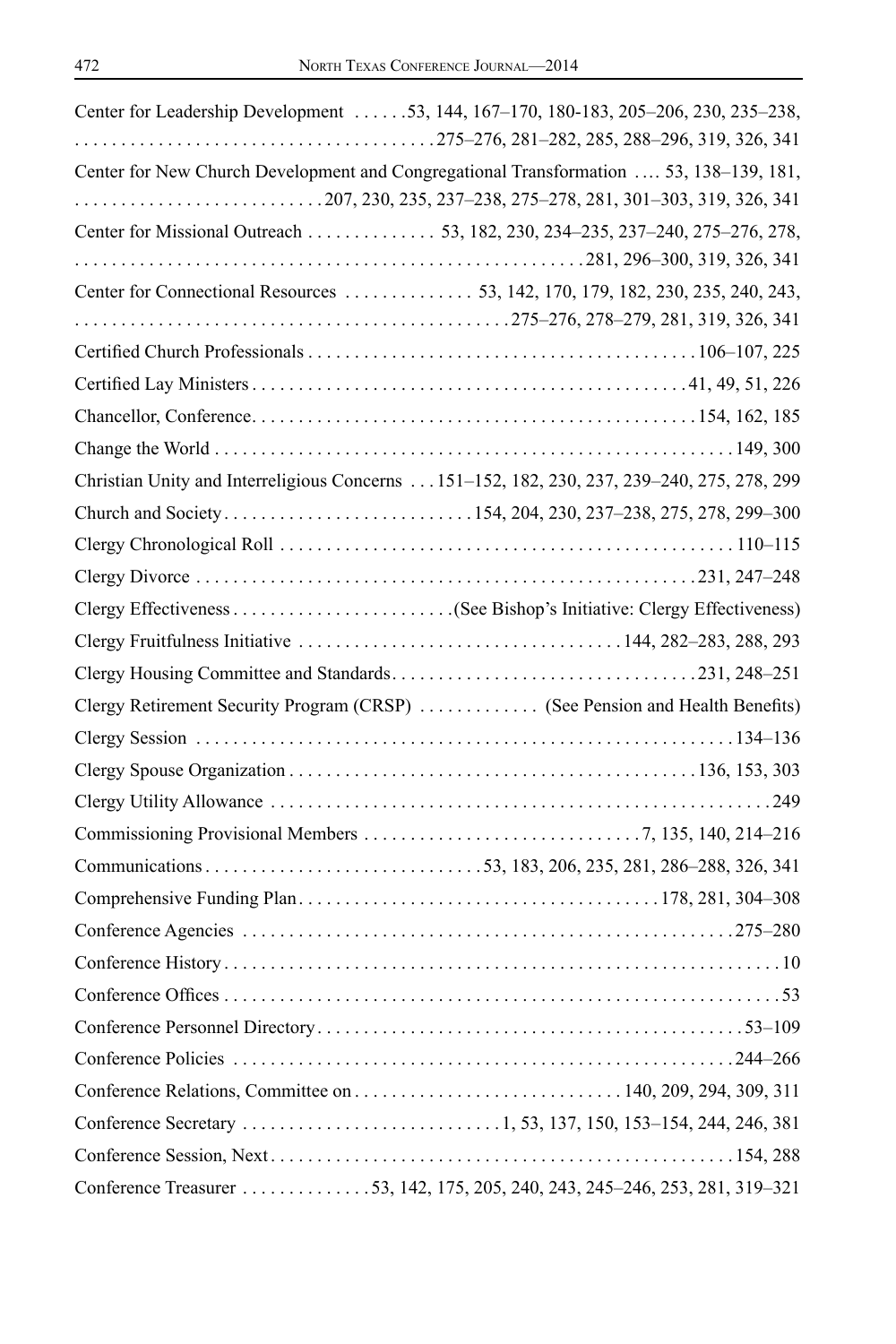Center for Leadership Development . . . . . . 53, 144, 167–170, 180-183, 205–206, 230, 235–238, 275–276, 281–282, 285, 288–296, 319, 326, 341

Center for New Church Development and Congregational Transformation .... 53, 138–139, 181, 207, 230, 235, 237–238, 275–278, 281, 301–303, 319, 326, 341

Center for Missional Outreach . . . . . . . . . . . . . . 53, 182, 230, 234–235, 237–240, 275–276, 278, 281, 296–300, 319, 326, 341

Center for Connectional Resources . . . . . . . . . . . . . . 53, 142, 170, 179, 182, 230, 235, 240, 243, 275–276, 278–279, 281, 319, 326, 341

Certified Church Professionals . . . . . . . . . . . . . . . . . . . . . . . . . . . . . . . . . . . . . . . . . 106–107, 225

Certified Lay Ministers . . . . . . . . . . . . . . . . . . . . . . . . . . . . . . . . . . . . . . . . . . . . . . 41, 49, 51, 226

Chancellor, Conference . . . . . . . . . . . . . . . . . . . . . . . . . . . . . . . . . . . . . . . . . . . . . . 154, 162, 185

Change the World . . . . . . . . . . . . . . . . . . . . . . . . . . . . . . . . . . . . . . . . . . . . . . . . . . . . . 149, 300

Christian Unity and Interreligious Concerns . . . 151–152, 182, 230, 237, 239–240, 275, 278, 299

Church and Society . . . . . . . . . . . . . . . . . . . . . . . . . . 154, 204, 230, 237–238, 275, 278, 299–300

Clergy Chronological Roll . . . . . . . . . . . . . . . . . . . . . . . . . . . . . . . . . . . . . . . . . . . . . . . . 110–115

Clergy Divorce . . . . . . . . . . . . . . . . . . . . . . . . . . . . . . . . . . . . . . . . . . . . . . . . . . . . 231, 247–248

Clergy Effectiveness . . . . . . . . . . . . . . . . . . . . . . . (See Bishop's Initiative: Clergy Effectiveness)

Clergy Fruitfulness Initiative . . . . . . . . . . . . . . . . . . . . . . . . . . . . . . . . . . 144, 282–283, 288, 293

Clergy Housing Committee and Standards . . . . . . . . . . . . . . . . . . . . . . . . . . . . . . . . . 231, 248–251

Clergy Retirement Security Program (CRSP) . . . . . . . . . . . . . (See Pension and Health Benefits)

Clergy Session . . . . . . . . . . . . . . . . . . . . . . . . . . . . . . . . . . . . . . . . . . . . . . . . . . . . . . . . . 134–136

Clergy Spouse Organization . . . . . . . . . . . . . . . . . . . . . . . . . . . . . . . . . . . . . . . . . . . 136, 153, 303

Clergy Utility Allowance . . . . . . . . . . . . . . . . . . . . . . . . . . . . . . . . . . . . . . . . . . . . . . . . . . . . . 249

Commissioning Provisional Members . . . . . . . . . . . . . . . . . . . . . . . . . . . . . 7, 135, 140, 214–216

Communications . . . . . . . . . . . . . . . . . . . . . . . . . . . . . 53, 183, 206, 235, 281, 286–288, 326, 341

Comprehensive Funding Plan . . . . . . . . . . . . . . . . . . . . . . . . . . . . . . . . . . . . . . 178, 281, 304–308

Conference Agencies . . . . . . . . . . . . . . . . . . . . . . . . . . . . . . . . . . . . . . . . . . . . . . . . . . . . 275–280

Conference History . . . . . . . . . . . . . . . . . . . . . . . . . . . . . . . . . . . . . . . . . . . . . . . . . . . . . . . . . . . 10

Conference Offices . . . . . . . . . . . . . . . . . . . . . . . . . . . . . . . . . . . . . . . . . . . . . . . . . . . . . . . . . . . 53

Conference Personnel Directory . . . . . . . . . . . . . . . . . . . . . . . . . . . . . . . . . . . . . . . . . . . . . . 53–109

Conference Policies . . . . . . . . . . . . . . . . . . . . . . . . . . . . . . . . . . . . . . . . . . . . . . . . . . . . . . 244–266

Conference Relations, Committee on . . . . . . . . . . . . . . . . . . . . . . . . . . . . 140, 209, 294, 309, 311

Conference Secretary . . . . . . . . . . . . . . . . . . . . . . . . . . . 1, 53, 137, 150, 153–154, 244, 246, 381

Conference Session, Next . . . . . . . . . . . . . . . . . . . . . . . . . . . . . . . . . . . . . . . . . . . . . . . . . 154, 288

Conference Treasurer . . . . . . . . . . . . . . 53, 142, 175, 205, 240, 243, 245–246, 253, 281, 319–321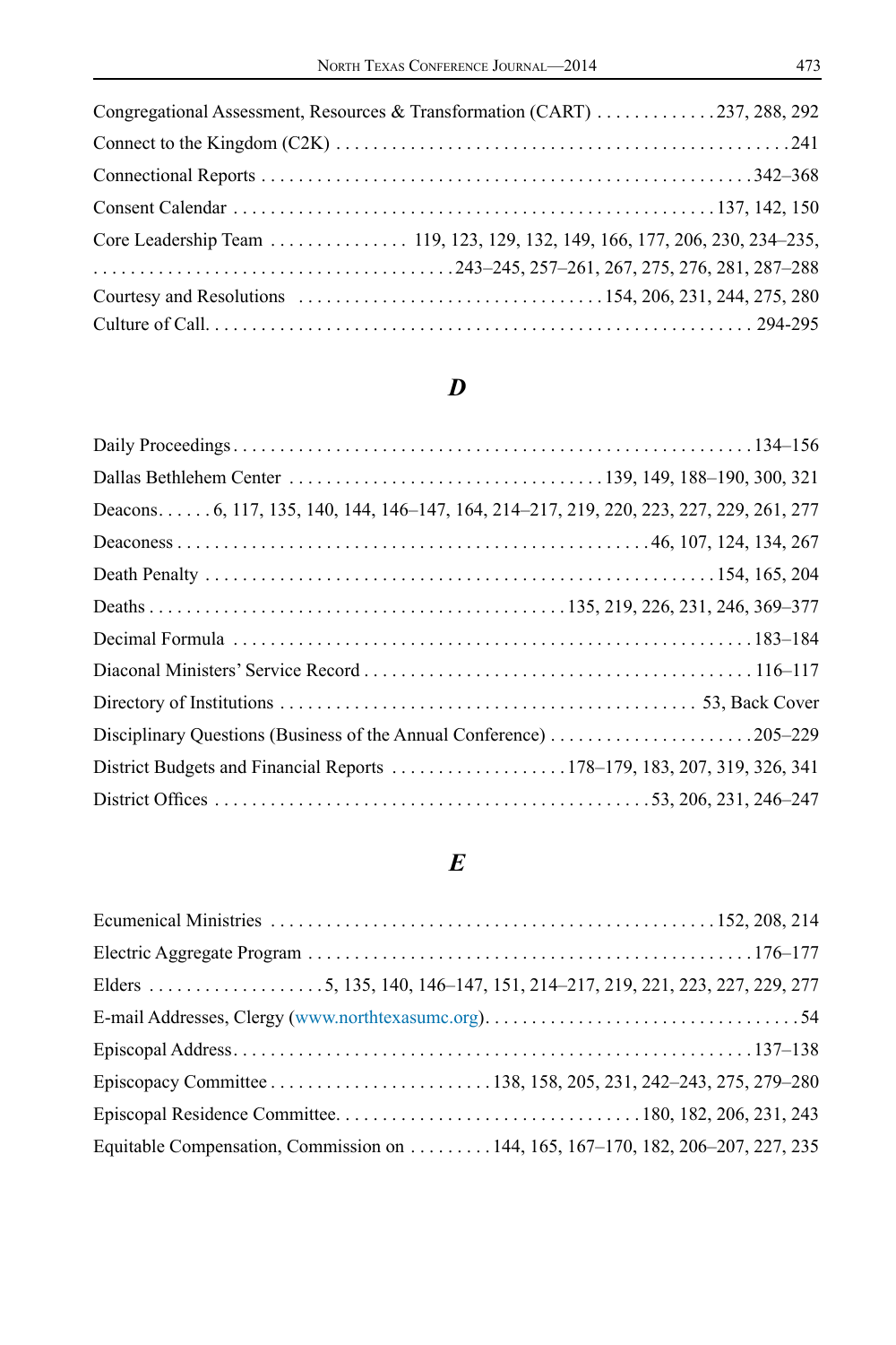Congregational Assessment, Resources & Transformation (CART) . . . . . . . . . . . . . 237, 288, 292

Connect to the Kingdom (C2K) . . . . . . . . . . . . . . . . . . . . . . . . . . . . . . . . . . . . . . . . . . . . . . . . 241

Connectional Reports . . . . . . . . . . . . . . . . . . . . . . . . . . . . . . . . . . . . . . . . . . . . . . . . . . . 342–368

Consent Calendar . . . . . . . . . . . . . . . . . . . . . . . . . . . . . . . . . . . . . . . . . . . . . . . . 137, 142, 150

Core Leadership Team . . . . . . . . . . . . . . . 119, 123, 129, 132, 149, 166, 177, 206, 230, 234–235, . . . . . . . . . . . . . . . . . . . . . . . . . . . . . . . . . . . . . 243–245, 257–261, 267, 275, 276, 281, 287–288

Courtesy and Resolutions . . . . . . . . . . . . . . . . . . . . . . . . . . . . . . . . . 154, 206, 231, 244, 275, 280

Culture of Call. . . . . . . . . . . . . . . . . . . . . . . . . . . . . . . . . . . . . . . . . . . . . . . . . . . . . . . . . . 294-295

## *D*

Daily Proceedings . . . . . . . . . . . . . . . . . . . . . . . . . . . . . . . . . . . . . . . . . . . . . . . . . . . . . 134–156

Dallas Bethlehem Center . . . . . . . . . . . . . . . . . . . . . . . . . . . . . . . . . 139, 149, 188–190, 300, 321

Deacons. . . . . . 6, 117, 135, 140, 144, 146–147, 164, 214–217, 219, 220, 223, 227, 229, 261, 277

Deaconess . . . . . . . . . . . . . . . . . . . . . . . . . . . . . . . . . . . . . . . . . . . . . . . . . 46, 107, 124, 134, 267

Death Penalty . . . . . . . . . . . . . . . . . . . . . . . . . . . . . . . . . . . . . . . . . . . . . . . . . . . . . 154, 165, 204

Deaths . . . . . . . . . . . . . . . . . . . . . . . . . . . . . . . . . . . . . . . . . . . . . 135, 219, 226, 231, 246, 369–377

Decimal Formula . . . . . . . . . . . . . . . . . . . . . . . . . . . . . . . . . . . . . . . . . . . . . . . . . . . . . . . 183–184

Diaconal Ministers' Service Record . . . . . . . . . . . . . . . . . . . . . . . . . . . . . . . . . . . . . . . . 116–117

Directory of Institutions . . . . . . . . . . . . . . . . . . . . . . . . . . . . . . . . . . . . . . . . . . . . 53, Back Cover

Disciplinary Questions (Business of the Annual Conference) . . . . . . . . . . . . . . . . . . . . . . 205–229

District Budgets and Financial Reports . . . . . . . . . . . . . . . . . . . 178–179, 183, 207, 319, 326, 341

District Offices . . . . . . . . . . . . . . . . . . . . . . . . . . . . . . . . . . . . . . . . . . . . . . 53, 206, 231, 246–247

## *E*

Ecumenical Ministries . . . . . . . . . . . . . . . . . . . . . . . . . . . . . . . . . . . . . . . . . . . . . . . 152, 208, 214

Electric Aggregate Program . . . . . . . . . . . . . . . . . . . . . . . . . . . . . . . . . . . . . . . . . . . . . . . 176–177

Elders . . . . . . . . . . . . . . . . . . . 5, 135, 140, 146–147, 151, 214–217, 219, 221, 223, 227, 229, 277

E-mail Addresses, Clergy (www.northtexasumc.org). . . . . . . . . . . . . . . . . . . . . . . . . . . . . . . . . . 54

Episcopal Address. . . . . . . . . . . . . . . . . . . . . . . . . . . . . . . . . . . . . . . . . . . . . . . . . . . . . . . . 137–138

Episcopacy Committee . . . . . . . . . . . . . . . . . . . . . . . . 138, 158, 205, 231, 242–243, 275, 279–280

Episcopal Residence Committee. . . . . . . . . . . . . . . . . . . . . . . . . . . . . . . . 180, 182, 206, 231, 243

Equitable Compensation, Commission on . . . . . . . . . 144, 165, 167–170, 182, 206–207, 227, 235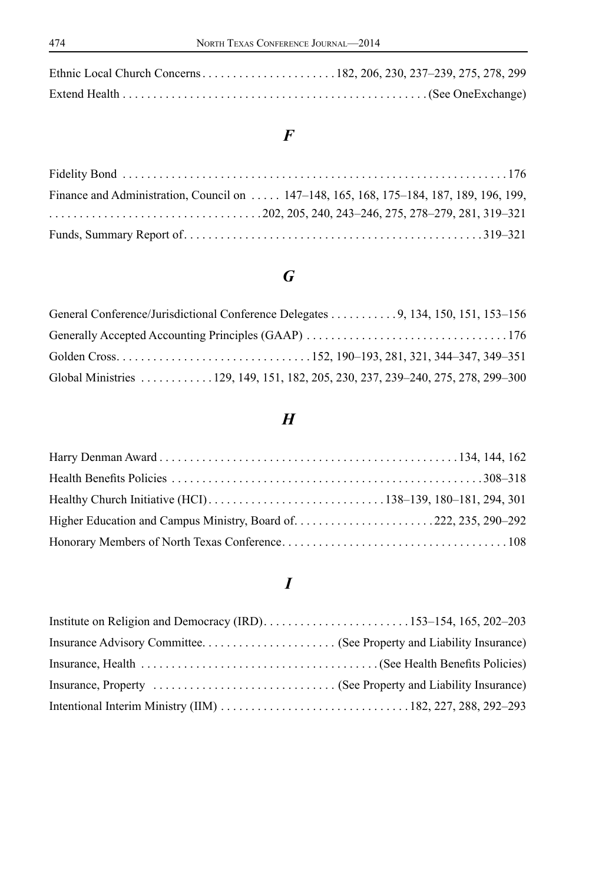Ethnic Local Church Concerns . . . . . . . . . . . . . . . . . . . . . . 182, 206, 230, 237–239, 275, 278, 299
Extend Health . . . . . . . . . . . . . . . . . . . . . . . . . . . . . . . . . . . . . . . . . . . . . . . . . (See OneExchange)

## *F*

Fidelity Bond . . . . . . . . . . . . . . . . . . . . . . . . . . . . . . . . . . . . . . . . . . . . . . . . . . . . . . . . . . . . . 176
Finance and Administration, Council on . . . . . 147–148, 165, 168, 175–184, 187, 189, 196, 199, 202, 205, 240, 243–246, 275, 278–279, 281, 319–321
Funds, Summary Report of. . . . . . . . . . . . . . . . . . . . . . . . . . . . . . . . . . . . . . . . . . . . . . . . 319–321

## *G*

General Conference/Jurisdictional Conference Delegates . . . . . . . . . . . 9, 134, 150, 151, 153–156
Generally Accepted Accounting Principles (GAAP) . . . . . . . . . . . . . . . . . . . . . . . . . . . . . . . . . 176
Golden Cross. . . . . . . . . . . . . . . . . . . . . . . . . . . . . . . 152, 190–193, 281, 321, 344–347, 349–351
Global Ministries . . . . . . . . . . . . 129, 149, 151, 182, 205, 230, 237, 239–240, 275, 278, 299–300

## *H*

Harry Denman Award . . . . . . . . . . . . . . . . . . . . . . . . . . . . . . . . . . . . . . . . . . . . . . . . 134, 144, 162
Health Benefits Policies . . . . . . . . . . . . . . . . . . . . . . . . . . . . . . . . . . . . . . . . . . . . . . . . . . 308–318
Healthy Church Initiative (HCI) . . . . . . . . . . . . . . . . . . . . . . . . . . . . 138–139, 180–181, 294, 301
Higher Education and Campus Ministry, Board of. . . . . . . . . . . . . . . . . . . . . . . 222, 235, 290–292
Honorary Members of North Texas Conference. . . . . . . . . . . . . . . . . . . . . . . . . . . . . . . . . . . . . 108

## *I*

Institute on Religion and Democracy (IRD). . . . . . . . . . . . . . . . . . . . . . . . 153–154, 165, 202–203
Insurance Advisory Committee. . . . . . . . . . . . . . . . . . . . . . (See Property and Liability Insurance)
Insurance, Health . . . . . . . . . . . . . . . . . . . . . . . . . . . . . . . . . . . . . . (See Health Benefits Policies)
Insurance, Property . . . . . . . . . . . . . . . . . . . . . . . . . . . . . . (See Property and Liability Insurance)
Intentional Interim Ministry (IIM) . . . . . . . . . . . . . . . . . . . . . . . . . . . . . . . 182, 227, 288, 292–293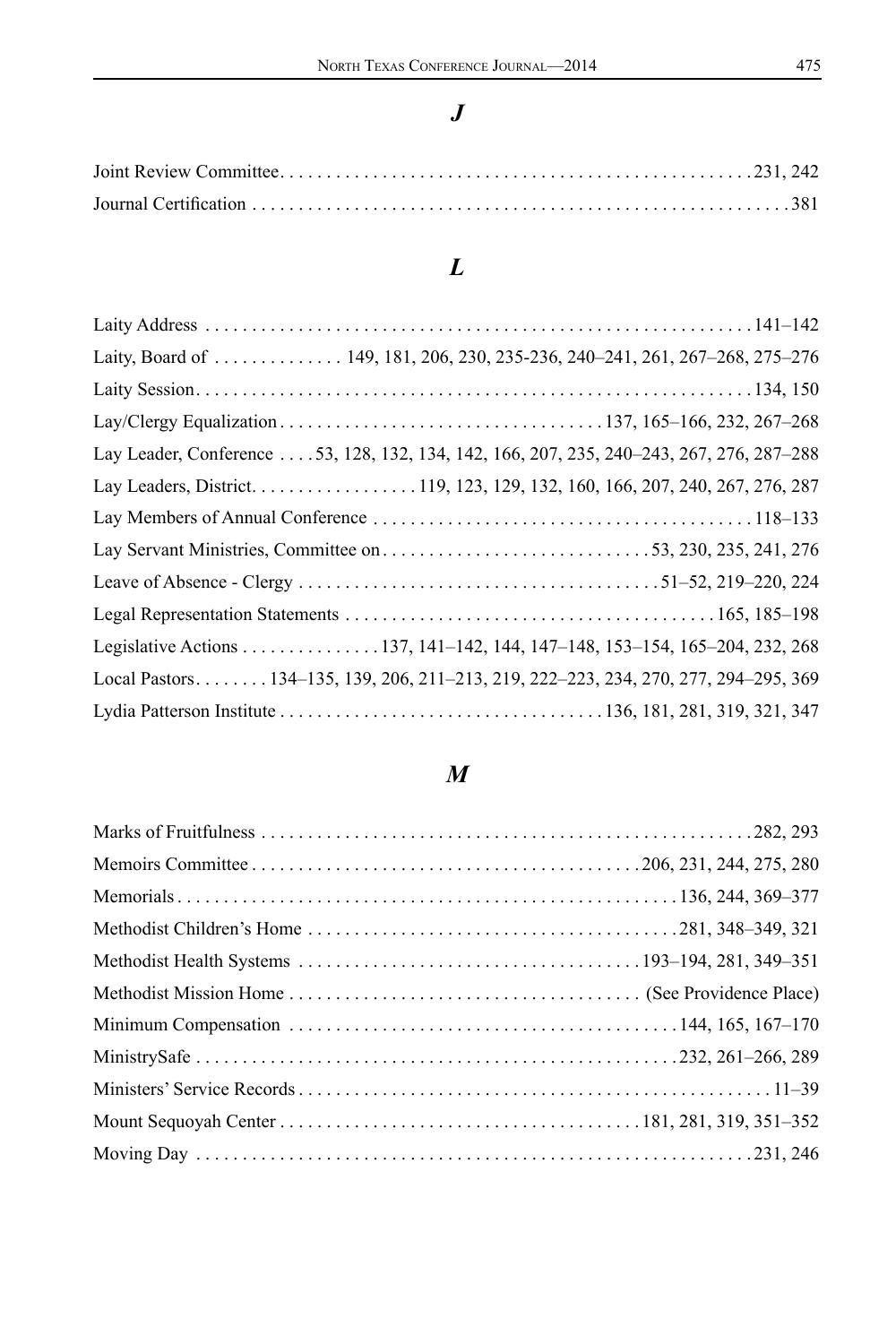## *J*

Joint Review Committee . . . . . . . . . . . . . . . . . . . . . . . . . . . . . . . . . . . . . . . . . . . . . . . . . . . . 231, 242
Journal Certification . . . . . . . . . . . . . . . . . . . . . . . . . . . . . . . . . . . . . . . . . . . . . . . . . . . . . . . . . 381

## *L*

Laity Address . . . . . . . . . . . . . . . . . . . . . . . . . . . . . . . . . . . . . . . . . . . . . . . . . . . . . . . . . . 141–142
Laity, Board of . . . . . . . . . . . . . . 149, 181, 206, 230, 235-236, 240–241, 261, 267–268, 275–276
Laity Session . . . . . . . . . . . . . . . . . . . . . . . . . . . . . . . . . . . . . . . . . . . . . . . . . . . . . . . . . . . 134, 150
Lay/Clergy Equalization . . . . . . . . . . . . . . . . . . . . . . . . . . . . . . . . . . 137, 165–166, 232, 267–268
Lay Leader, Conference . . . . 53, 128, 132, 134, 142, 166, 207, 235, 240–243, 267, 276, 287–288
Lay Leaders, District . . . . . . . . . . . . . . . . . . 119, 123, 129, 132, 160, 166, 207, 240, 267, 276, 287
Lay Members of Annual Conference . . . . . . . . . . . . . . . . . . . . . . . . . . . . . . . . . . . . . . . . 118–133
Lay Servant Ministries, Committee on . . . . . . . . . . . . . . . . . . . . . . . . . . . . 53, 230, 235, 241, 276
Leave of Absence - Clergy . . . . . . . . . . . . . . . . . . . . . . . . . . . . . . . . . . . . . . 51–52, 219–220, 224
Legal Representation Statements . . . . . . . . . . . . . . . . . . . . . . . . . . . . . . . . . . . . . . . 165, 185–198
Legislative Actions . . . . . . . . . . . . . . . 137, 141–142, 144, 147–148, 153–154, 165–204, 232, 268
Local Pastors . . . . . . . . 134–135, 139, 206, 211–213, 219, 222–223, 234, 270, 277, 294–295, 369
Lydia Patterson Institute . . . . . . . . . . . . . . . . . . . . . . . . . . . . . . . . . . 136, 181, 281, 319, 321, 347

## *M*

Marks of Fruitfulness . . . . . . . . . . . . . . . . . . . . . . . . . . . . . . . . . . . . . . . . . . . . . . . . . . . . 282, 293
Memoirs Committee . . . . . . . . . . . . . . . . . . . . . . . . . . . . . . . . . . . . . . . . 206, 231, 244, 275, 280
Memorials . . . . . . . . . . . . . . . . . . . . . . . . . . . . . . . . . . . . . . . . . . . . . . . . . . . . . 136, 244, 369–377
Methodist Children's Home . . . . . . . . . . . . . . . . . . . . . . . . . . . . . . . . . . . . . . . 281, 348–349, 321
Methodist Health Systems . . . . . . . . . . . . . . . . . . . . . . . . . . . . . . . . . . . . 193–194, 281, 349–351
Methodist Mission Home . . . . . . . . . . . . . . . . . . . . . . . . . . . . . . . . . . . . . (See Providence Place)
Minimum Compensation . . . . . . . . . . . . . . . . . . . . . . . . . . . . . . . . . . . . . . . . . 144, 165, 167–170
MinistrySafe . . . . . . . . . . . . . . . . . . . . . . . . . . . . . . . . . . . . . . . . . . . . . . . . . . . 232, 261–266, 289
Ministers' Service Records . . . . . . . . . . . . . . . . . . . . . . . . . . . . . . . . . . . . . . . . . . . . . . . . . . . 11–39
Mount Sequoyah Center . . . . . . . . . . . . . . . . . . . . . . . . . . . . . . . . . . . . . . 181, 281, 319, 351–352
Moving Day . . . . . . . . . . . . . . . . . . . . . . . . . . . . . . . . . . . . . . . . . . . . . . . . . . . . . . . . . . . . 231, 246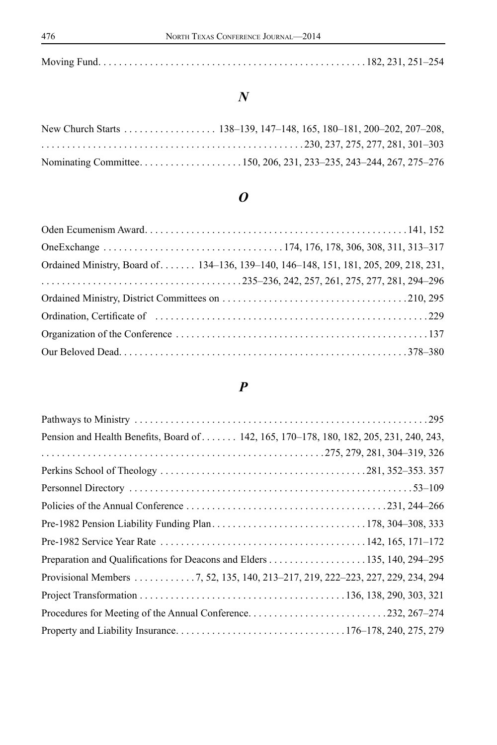Moving Fund . . . . . . . . . . . . . . . . . . . . . . . . . . . . . . . . . . . . . . . . . . . . . . . . . 182, 231, 251–254

## *N*

New Church Starts . . . . . . . . . . . . . . . . . 138–139, 147–148, 165, 180–181, 200–202, 207–208, 230, 237, 275, 277, 281, 301–303

Nominating Committee . . . . . . . . . . . . . . . . . . . 150, 206, 231, 233–235, 243–244, 267, 275–276

## *O*

Oden Ecumenism Award . . . . . . . . . . . . . . . . . . . . . . . . . . . . . . . . . . . . . . . . . . . . . . . . . 141, 152

OneExchange . . . . . . . . . . . . . . . . . . . . . . . . . . . . . . . . . 174, 176, 178, 306, 308, 311, 313–317

Ordained Ministry, Board of . . . . . . . 134–136, 139–140, 146–148, 151, 181, 205, 209, 218, 231, 235–236, 242, 257, 261, 275, 277, 281, 294–296

Ordained Ministry, District Committees on . . . . . . . . . . . . . . . . . . . . . . . . . . . . . . . . . . . 210, 295

Ordination, Certificate of . . . . . . . . . . . . . . . . . . . . . . . . . . . . . . . . . . . . . . . . . . . . . . . . . . . . 229

Organization of the Conference . . . . . . . . . . . . . . . . . . . . . . . . . . . . . . . . . . . . . . . . . . . . . . . 137

Our Beloved Dead . . . . . . . . . . . . . . . . . . . . . . . . . . . . . . . . . . . . . . . . . . . . . . . . . . . . . . 378–380

## *P*

Pathways to Ministry . . . . . . . . . . . . . . . . . . . . . . . . . . . . . . . . . . . . . . . . . . . . . . . . . . . . . . . 295

Pension and Health Benefits, Board of . . . . . . . 142, 165, 170–178, 180, 182, 205, 231, 240, 243, 275, 279, 281, 304–319, 326

Perkins School of Theology . . . . . . . . . . . . . . . . . . . . . . . . . . . . . . . . . . . . . . . 281, 352–353. 357

Personnel Directory . . . . . . . . . . . . . . . . . . . . . . . . . . . . . . . . . . . . . . . . . . . . . . . . . . . . . 53–109

Policies of the Annual Conference . . . . . . . . . . . . . . . . . . . . . . . . . . . . . . . . . . . . . . 231, 244–266

Pre-1982 Pension Liability Funding Plan . . . . . . . . . . . . . . . . . . . . . . . . . . . . . 178, 304–308, 333

Pre-1982 Service Year Rate . . . . . . . . . . . . . . . . . . . . . . . . . . . . . . . . . . . . . . . 142, 165, 171–172

Preparation and Qualifications for Deacons and Elders . . . . . . . . . . . . . . . . . . . 135, 140, 294–295

Provisional Members . . . . . . . . . . . . 7, 52, 135, 140, 213–217, 219, 222–223, 227, 229, 234, 294

Project Transformation . . . . . . . . . . . . . . . . . . . . . . . . . . . . . . . . . . . . . . . . 136, 138, 290, 303, 321

Procedures for Meeting of the Annual Conference . . . . . . . . . . . . . . . . . . . . . . . . . . . 232, 267–274

Property and Liability Insurance . . . . . . . . . . . . . . . . . . . . . . . . . . . . . . . . . 176–178, 240, 275, 279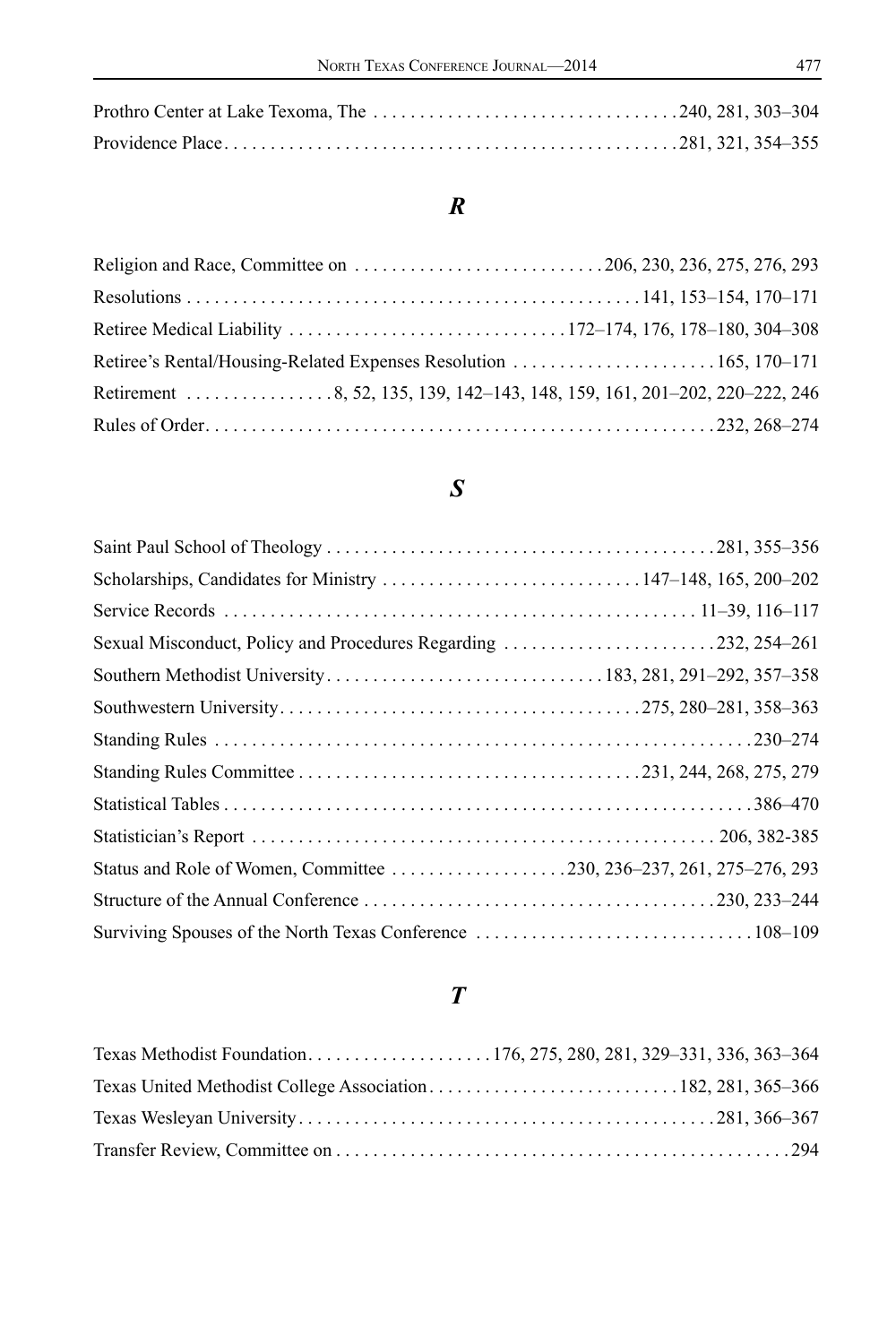Prothro Center at Lake Texoma, The . . . . . . . . . . . . . . . . . . . . . . . . . . . . . . . . 240, 281, 303–304

Providence Place. . . . . . . . . . . . . . . . . . . . . . . . . . . . . . . . . . . . . . . . . . . . . . . 281, 321, 354–355

## *R*

Religion and Race, Committee on . . . . . . . . . . . . . . . . . . . . . . . . . . 206, 230, 236, 275, 276, 293

Resolutions . . . . . . . . . . . . . . . . . . . . . . . . . . . . . . . . . . . . . . . . . . . . . . . 141, 153–154, 170–171

Retiree Medical Liability . . . . . . . . . . . . . . . . . . . . . . . . . . . . . 172–174, 176, 178–180, 304–308

Retiree's Rental/Housing-Related Expenses Resolution . . . . . . . . . . . . . . . . . . . . . . 165, 170–171

Retirement . . . . . . . . . . . . . . . . 8, 52, 135, 139, 142–143, 148, 159, 161, 201–202, 220–222, 246

Rules of Order. . . . . . . . . . . . . . . . . . . . . . . . . . . . . . . . . . . . . . . . . . . . . . . . . . . . . 232, 268–274

## *S*

Saint Paul School of Theology . . . . . . . . . . . . . . . . . . . . . . . . . . . . . . . . . . . . . . . . . 281, 355–356

Scholarships, Candidates for Ministry . . . . . . . . . . . . . . . . . . . . . . . . . . . 147–148, 165, 200–202

Service Records . . . . . . . . . . . . . . . . . . . . . . . . . . . . . . . . . . . . . . . . . . . . . . . . . . . 11–39, 116–117

Sexual Misconduct, Policy and Procedures Regarding . . . . . . . . . . . . . . . . . . . . . . . 232, 254–261

Southern Methodist University. . . . . . . . . . . . . . . . . . . . . . . . . . . . . 183, 281, 291–292, 357–358

Southwestern University. . . . . . . . . . . . . . . . . . . . . . . . . . . . . . . . . . . . . . 275, 280–281, 358–363

Standing Rules . . . . . . . . . . . . . . . . . . . . . . . . . . . . . . . . . . . . . . . . . . . . . . . . . . . . . . . . . 230–274

Standing Rules Committee . . . . . . . . . . . . . . . . . . . . . . . . . . . . . . . . . . . . 231, 244, 268, 275, 279

Statistical Tables . . . . . . . . . . . . . . . . . . . . . . . . . . . . . . . . . . . . . . . . . . . . . . . . . . . . . . . 386–470

Statistician's Report . . . . . . . . . . . . . . . . . . . . . . . . . . . . . . . . . . . . . . . . . . . . . . . . . 206, 382-385

Status and Role of Women, Committee . . . . . . . . . . . . . . . . . . . 230, 236–237, 261, 275–276, 293

Structure of the Annual Conference . . . . . . . . . . . . . . . . . . . . . . . . . . . . . . . . . . . . . . 230, 233–244

Surviving Spouses of the North Texas Conference . . . . . . . . . . . . . . . . . . . . . . . . . . . . . 108–109

## *T*

Texas Methodist Foundation. . . . . . . . . . . . . . . . . . . . 176, 275, 280, 281, 329–331, 336, 363–364

Texas United Methodist College Association. . . . . . . . . . . . . . . . . . . . . . . . . . . 182, 281, 365–366

Texas Wesleyan University. . . . . . . . . . . . . . . . . . . . . . . . . . . . . . . . . . . . . . . . . . . . . 281, 366–367

Transfer Review, Committee on . . . . . . . . . . . . . . . . . . . . . . . . . . . . . . . . . . . . . . . . . . . . . . . . . 294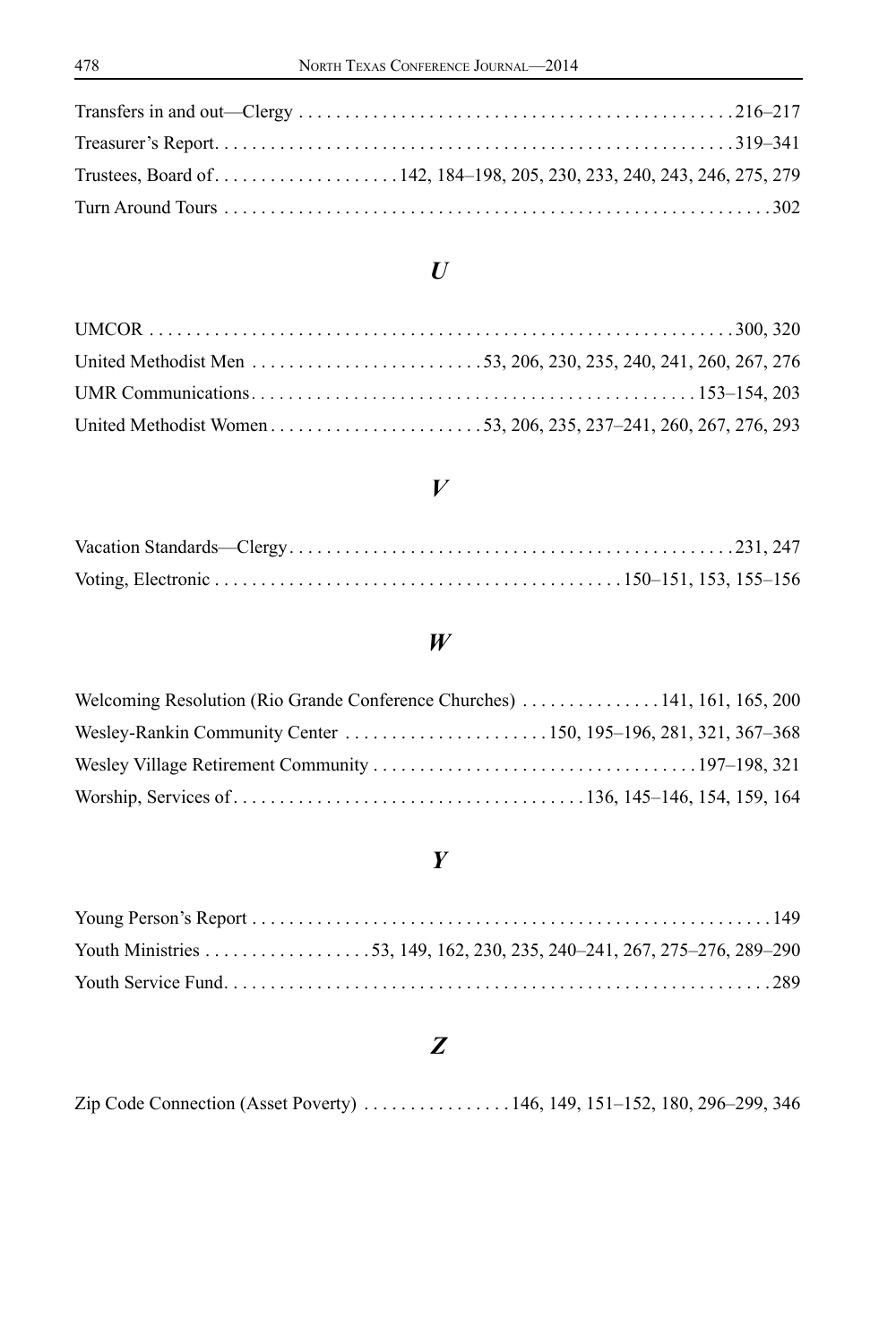Transfers in and out—Clergy . . . . . . . . . . . . . . . . . . . . . . . . . . . . . . . . . . . . . . . . . . . . . 216–217

Treasurer's Report. . . . . . . . . . . . . . . . . . . . . . . . . . . . . . . . . . . . . . . . . . . . . . . . . . . . . . 319–341

Trustees, Board of. . . . . . . . . . . . . . . . . . . . 142, 184–198, 205, 230, 233, 240, 243, 246, 275, 279

Turn Around Tours . . . . . . . . . . . . . . . . . . . . . . . . . . . . . . . . . . . . . . . . . . . . . . . . . . . . . . . . 302

## *U*

UMCOR . . . . . . . . . . . . . . . . . . . . . . . . . . . . . . . . . . . . . . . . . . . . . . . . . . . . . . . . . . . 300, 320

United Methodist Men . . . . . . . . . . . . . . . . . . . . . . . . . 53, 206, 230, 235, 240, 241, 260, 267, 276

UMR Communications. . . . . . . . . . . . . . . . . . . . . . . . . . . . . . . . . . . . . . . . . . . . . . . 153–154, 203

United Methodist Women . . . . . . . . . . . . . . . . . . . . . . . 53, 206, 235, 237–241, 260, 267, 276, 293

## *V*

Vacation Standards—Clergy. . . . . . . . . . . . . . . . . . . . . . . . . . . . . . . . . . . . . . . . . . . . . . . . 231, 247

Voting, Electronic . . . . . . . . . . . . . . . . . . . . . . . . . . . . . . . . . . . . . . . . . . . 150–151, 153, 155–156

## *W*

Welcoming Resolution (Rio Grande Conference Churches) . . . . . . . . . . . . . . . 141, 161, 165, 200

Wesley-Rankin Community Center . . . . . . . . . . . . . . . . . . . . . . 150, 195–196, 281, 321, 367–368

Wesley Village Retirement Community . . . . . . . . . . . . . . . . . . . . . . . . . . . . . . . . . . . 197–198, 321

Worship, Services of . . . . . . . . . . . . . . . . . . . . . . . . . . . . . . . . . . . . . 136, 145–146, 154, 159, 164

## *Y*

Young Person's Report . . . . . . . . . . . . . . . . . . . . . . . . . . . . . . . . . . . . . . . . . . . . . . . . . . . . . . . 149

Youth Ministries . . . . . . . . . . . . . . . . . . 53, 149, 162, 230, 235, 240–241, 267, 275–276, 289–290

Youth Service Fund. . . . . . . . . . . . . . . . . . . . . . . . . . . . . . . . . . . . . . . . . . . . . . . . . . . . . . . . . . 289

## *Z*

Zip Code Connection (Asset Poverty) . . . . . . . . . . . . . . . . 146, 149, 151–152, 180, 296–299, 346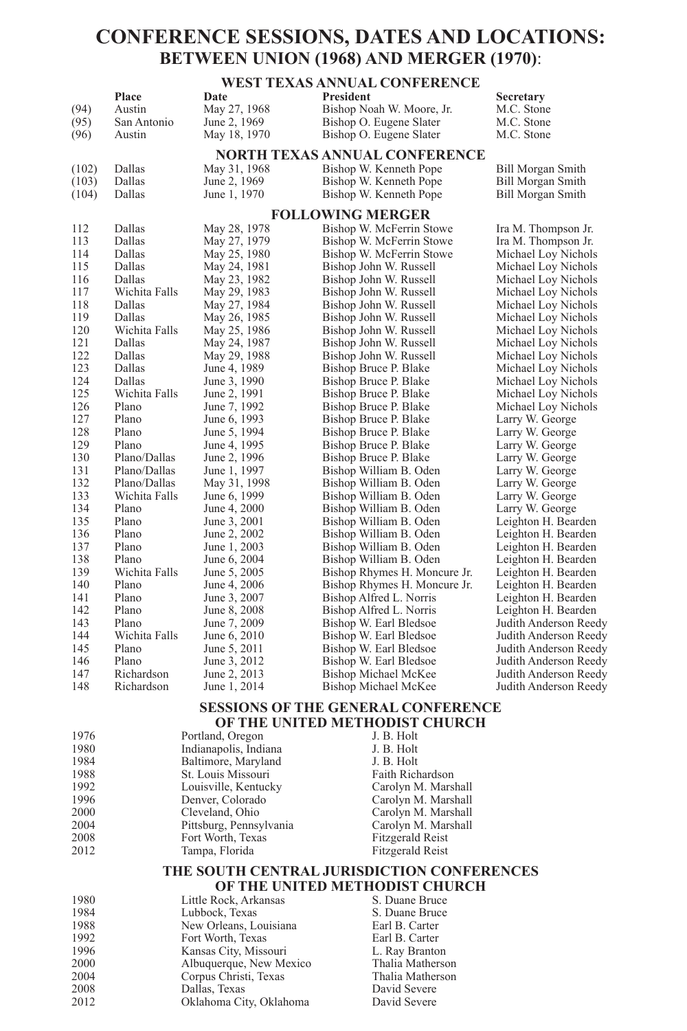# CONFERENCE SESSIONS, DATES AND LOCATIONS:

## BETWEEN UNION (1968) AND MERGER (1970):

### WEST TEXAS ANNUAL CONFERENCE

| | Place | Date | President | Secretary |
|---|---|---|---|---|
| (94) | Austin | May 27, 1968 | Bishop Noah W. Moore, Jr. | M.C. Stone |
| (95) | San Antonio | June 2, 1969 | Bishop O. Eugene Slater | M.C. Stone |
| (96) | Austin | May 18, 1970 | Bishop O. Eugene Slater | M.C. Stone |

### NORTH TEXAS ANNUAL CONFERENCE

| | | | | |
|---|---|---|---|---|
| (102) | Dallas | May 31, 1968 | Bishop W. Kenneth Pope | Bill Morgan Smith |
| (103) | Dallas | June 2, 1969 | Bishop W. Kenneth Pope | Bill Morgan Smith |
| (104) | Dallas | June 1, 1970 | Bishop W. Kenneth Pope | Bill Morgan Smith |

### FOLLOWING MERGER

| | | | | |
|---|---|---|---|---|
| 112 | Dallas | May 28, 1978 | Bishop W. McFerrin Stowe | Ira M. Thompson Jr. |
| 113 | Dallas | May 27, 1979 | Bishop W. McFerrin Stowe | Ira M. Thompson Jr. |
| 114 | Dallas | May 25, 1980 | Bishop W. McFerrin Stowe | Michael Loy Nichols |
| 115 | Dallas | May 24, 1981 | Bishop John W. Russell | Michael Loy Nichols |
| 116 | Dallas | May 23, 1982 | Bishop John W. Russell | Michael Loy Nichols |
| 117 | Wichita Falls | May 29, 1983 | Bishop John W. Russell | Michael Loy Nichols |
| 118 | Dallas | May 27, 1984 | Bishop John W. Russell | Michael Loy Nichols |
| 119 | Dallas | May 26, 1985 | Bishop John W. Russell | Michael Loy Nichols |
| 120 | Wichita Falls | May 25, 1986 | Bishop John W. Russell | Michael Loy Nichols |
| 121 | Dallas | May 24, 1987 | Bishop John W. Russell | Michael Loy Nichols |
| 122 | Dallas | May 29, 1988 | Bishop John W. Russell | Michael Loy Nichols |
| 123 | Dallas | June 4, 1989 | Bishop Bruce P. Blake | Michael Loy Nichols |
| 124 | Dallas | June 3, 1990 | Bishop Bruce P. Blake | Michael Loy Nichols |
| 125 | Wichita Falls | June 2, 1991 | Bishop Bruce P. Blake | Michael Loy Nichols |
| 126 | Plano | June 7, 1992 | Bishop Bruce P. Blake | Michael Loy Nichols |
| 127 | Plano | June 6, 1993 | Bishop Bruce P. Blake | Larry W. George |
| 128 | Plano | June 5, 1994 | Bishop Bruce P. Blake | Larry W. George |
| 129 | Plano | June 4, 1995 | Bishop Bruce P. Blake | Larry W. George |
| 130 | Plano/Dallas | June 2, 1996 | Bishop Bruce P. Blake | Larry W. George |
| 131 | Plano/Dallas | June 1, 1997 | Bishop William B. Oden | Larry W. George |
| 132 | Plano/Dallas | May 31, 1998 | Bishop William B. Oden | Larry W. George |
| 133 | Wichita Falls | June 6, 1999 | Bishop William B. Oden | Larry W. George |
| 134 | Plano | June 4, 2000 | Bishop William B. Oden | Larry W. George |
| 135 | Plano | June 3, 2001 | Bishop William B. Oden | Leighton H. Bearden |
| 136 | Plano | June 2, 2002 | Bishop William B. Oden | Leighton H. Bearden |
| 137 | Plano | June 1, 2003 | Bishop William B. Oden | Leighton H. Bearden |
| 138 | Plano | June 6, 2004 | Bishop William B. Oden | Leighton H. Bearden |
| 139 | Wichita Falls | June 5, 2005 | Bishop Rhymes H. Moncure Jr. | Leighton H. Bearden |
| 140 | Plano | June 4, 2006 | Bishop Rhymes H. Moncure Jr. | Leighton H. Bearden |
| 141 | Plano | June 3, 2007 | Bishop Alfred L. Norris | Leighton H. Bearden |
| 142 | Plano | June 8, 2008 | Bishop Alfred L. Norris | Leighton H. Bearden |
| 143 | Plano | June 7, 2009 | Bishop W. Earl Bledsoe | Judith Anderson Reedy |
| 144 | Wichita Falls | June 6, 2010 | Bishop W. Earl Bledsoe | Judith Anderson Reedy |
| 145 | Plano | June 5, 2011 | Bishop W. Earl Bledsoe | Judith Anderson Reedy |
| 146 | Plano | June 3, 2012 | Bishop W. Earl Bledsoe | Judith Anderson Reedy |
| 147 | Richardson | June 2, 2013 | Bishop Michael McKee | Judith Anderson Reedy |
| 148 | Richardson | June 1, 2014 | Bishop Michael McKee | Judith Anderson Reedy |

### SESSIONS OF THE GENERAL CONFERENCE OF THE UNITED METHODIST CHURCH

| | | |
|---|---|---|
| 1976 | Portland, Oregon | J. B. Holt |
| 1980 | Indianapolis, Indiana | J. B. Holt |
| 1984 | Baltimore, Maryland | J. B. Holt |
| 1988 | St. Louis Missouri | Faith Richardson |
| 1992 | Louisville, Kentucky | Carolyn M. Marshall |
| 1996 | Denver, Colorado | Carolyn M. Marshall |
| 2000 | Cleveland, Ohio | Carolyn M. Marshall |
| 2004 | Pittsburg, Pennsylvania | Carolyn M. Marshall |
| 2008 | Fort Worth, Texas | Fitzgerald Reist |
| 2012 | Tampa, Florida | Fitzgerald Reist |

### THE SOUTH CENTRAL JURISDICTION CONFERENCES OF THE UNITED METHODIST CHURCH

| | | |
|---|---|---|
| 1980 | Little Rock, Arkansas | S. Duane Bruce |
| 1984 | Lubbock, Texas | S. Duane Bruce |
| 1988 | New Orleans, Louisiana | Earl B. Carter |
| 1992 | Fort Worth, Texas | Earl B. Carter |
| 1996 | Kansas City, Missouri | L. Ray Branton |
| 2000 | Albuquerque, New Mexico | Thalia Matherson |
| 2004 | Corpus Christi, Texas | Thalia Matherson |
| 2008 | Dallas, Texas | David Severe |
| 2012 | Oklahoma City, Oklahoma | David Severe |